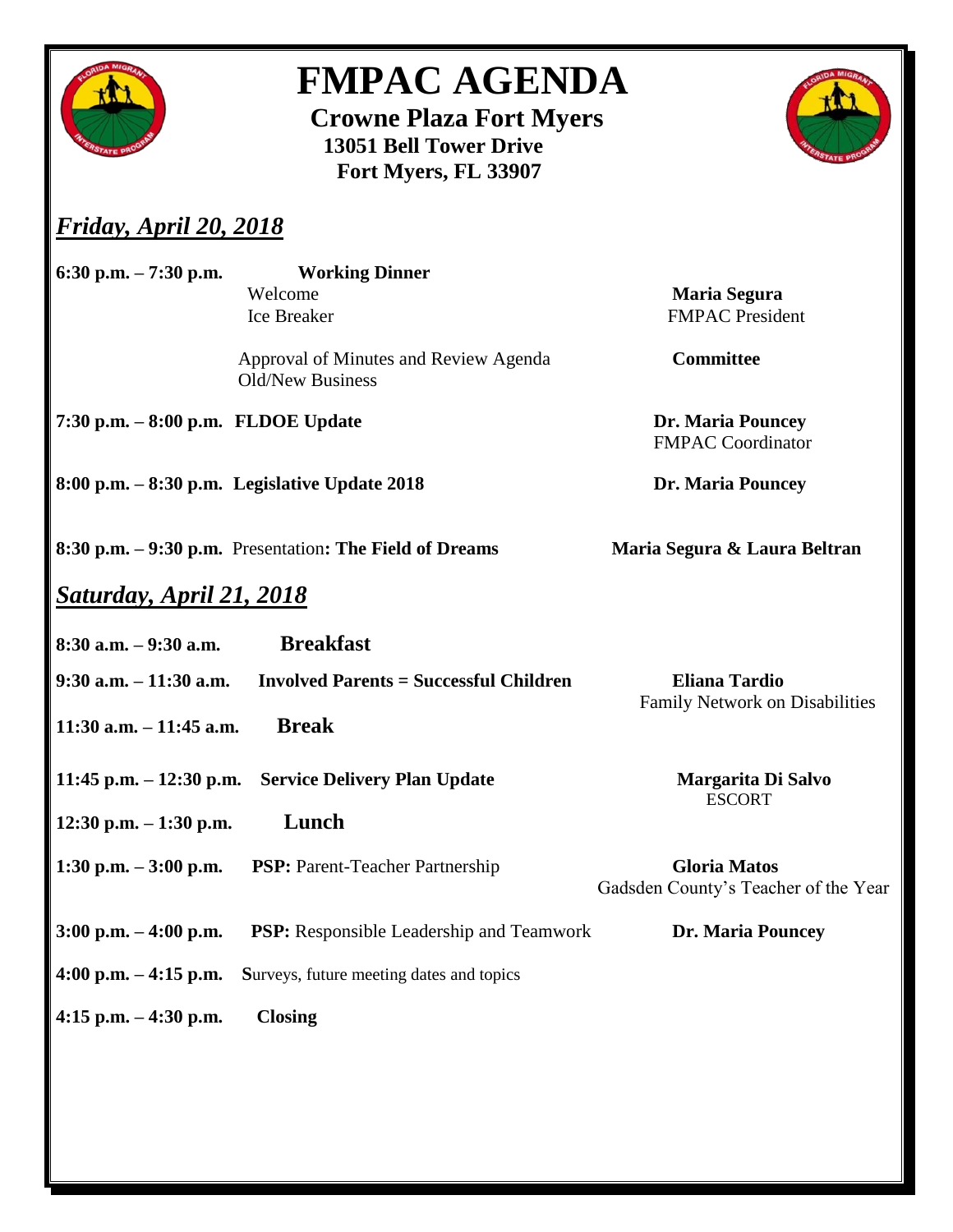# FMPAC AGENDA

**Crowne Plaza Fort Myers**
**13051 Bell Tower Drive**
**Fort Myers, FL 33907**

## *Friday, April 20, 2018*

**6:30 p.m. – 7:30 p.m.** **Working Dinner**
Welcome
Ice Breaker
— **Maria Segura**, FMPAC President

Approval of Minutes and Review Agenda
Old/New Business
— **Committee**

**7:30 p.m. – 8:00 p.m.** **FLDOE Update** — **Dr. Maria Pouncey**, FMPAC Coordinator

**8:00 p.m. – 8:30 p.m.** **Legislative Update 2018** — **Dr. Maria Pouncey**

**8:30 p.m. – 9:30 p.m.** Presentation**: The Field of Dreams** — **Maria Segura & Laura Beltran**

## *Saturday, April 21, 2018*

**8:30 a.m. – 9:30 a.m.** **Breakfast**

**9:30 a.m. – 11:30 a.m.** **Involved Parents = Successful Children** — **Eliana Tardio**, Family Network on Disabilities

**11:30 a.m. – 11:45 a.m.** **Break**

**11:45 p.m. – 12:30 p.m.** **Service Delivery Plan Update** — **Margarita Di Salvo**, ESCORT

**12:30 p.m. – 1:30 p.m.** **Lunch**

**1:30 p.m. – 3:00 p.m.** **PSP:** Parent-Teacher Partnership — **Gloria Matos**, Gadsden County's Teacher of the Year

**3:00 p.m. – 4:00 p.m.** **PSP:** Responsible Leadership and Teamwork — **Dr. Maria Pouncey**

**4:00 p.m. – 4:15 p.m.** **S**urveys, future meeting dates and topics

**4:15 p.m. – 4:30 p.m.** **Closing**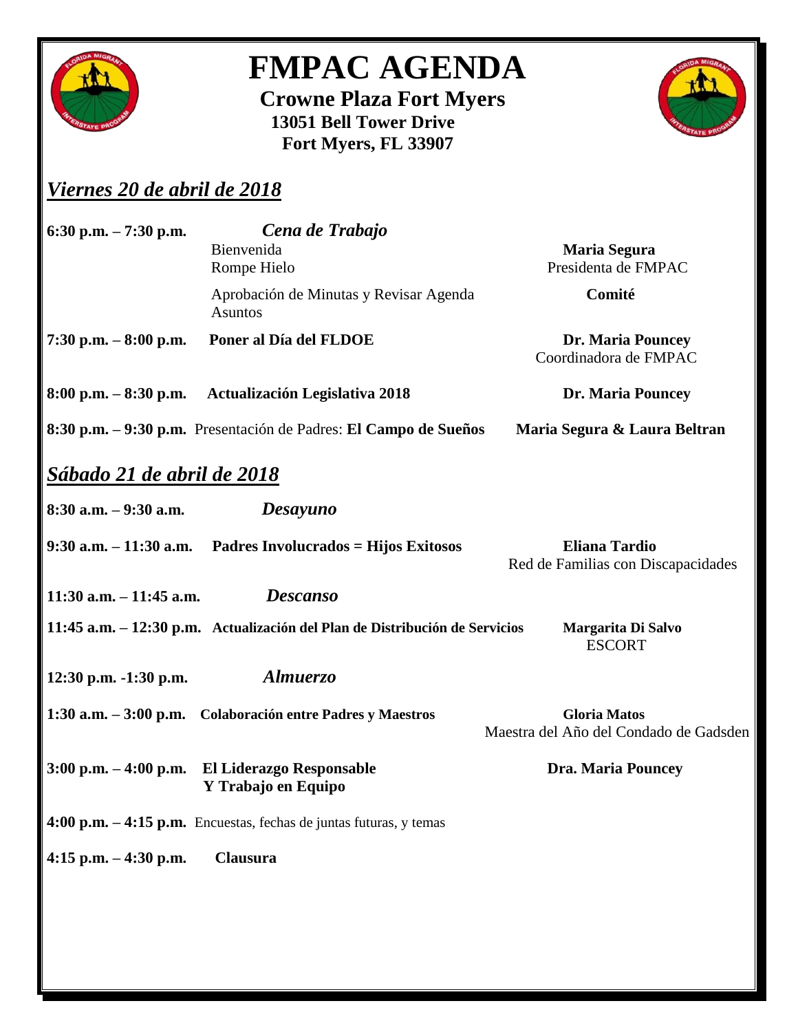# FMPAC AGENDA

**Crowne Plaza Fort Myers**
**13051 Bell Tower Drive**
**Fort Myers, FL 33907**

## *Viernes 20 de abril de 2018*

| | | |
|---|---|---|
| **6:30 p.m. – 7:30 p.m.** | ***Cena de Trabajo***<br>Bienvenida<br>Rompe Hielo | **Maria Segura**<br>Presidenta de FMPAC |
| | Aprobación de Minutas y Revisar Agenda<br>Asuntos | **Comité** |
| **7:30 p.m. – 8:00 p.m.** | **Poner al Día del FLDOE** | **Dr. Maria Pouncey**<br>Coordinadora de FMPAC |
| **8:00 p.m. – 8:30 p.m.** | **Actualización Legislativa 2018** | **Dr. Maria Pouncey** |
| **8:30 p.m. – 9:30 p.m.** | Presentación de Padres: **El Campo de Sueños** | **Maria Segura & Laura Beltran** |

## *Sábado 21 de abril de 2018*

| | | |
|---|---|---|
| **8:30 a.m. – 9:30 a.m.** | ***Desayuno*** | |
| **9:30 a.m. – 11:30 a.m.** | **Padres Involucrados = Hijos Exitosos** | **Eliana Tardio**<br>Red de Familias con Discapacidades |
| **11:30 a.m. – 11:45 a.m.** | ***Descanso*** | |
| **11:45 a.m. – 12:30 p.m.** | **Actualización del Plan de Distribución de Servicios** | **Margarita Di Salvo**<br>ESCORT |
| **12:30 p.m. -1:30 p.m.** | ***Almuerzo*** | |
| **1:30 a.m. – 3:00 p.m.** | **Colaboración entre Padres y Maestros** | **Gloria Matos**<br>Maestra del Año del Condado de Gadsden |
| **3:00 p.m. – 4:00 p.m.** | **El Liderazgo Responsable<br>Y Trabajo en Equipo** | **Dra. Maria Pouncey** |
| **4:00 p.m. – 4:15 p.m.** | Encuestas, fechas de juntas futuras, y temas | |
| **4:15 p.m. – 4:30 p.m.** | **Clausura** | |